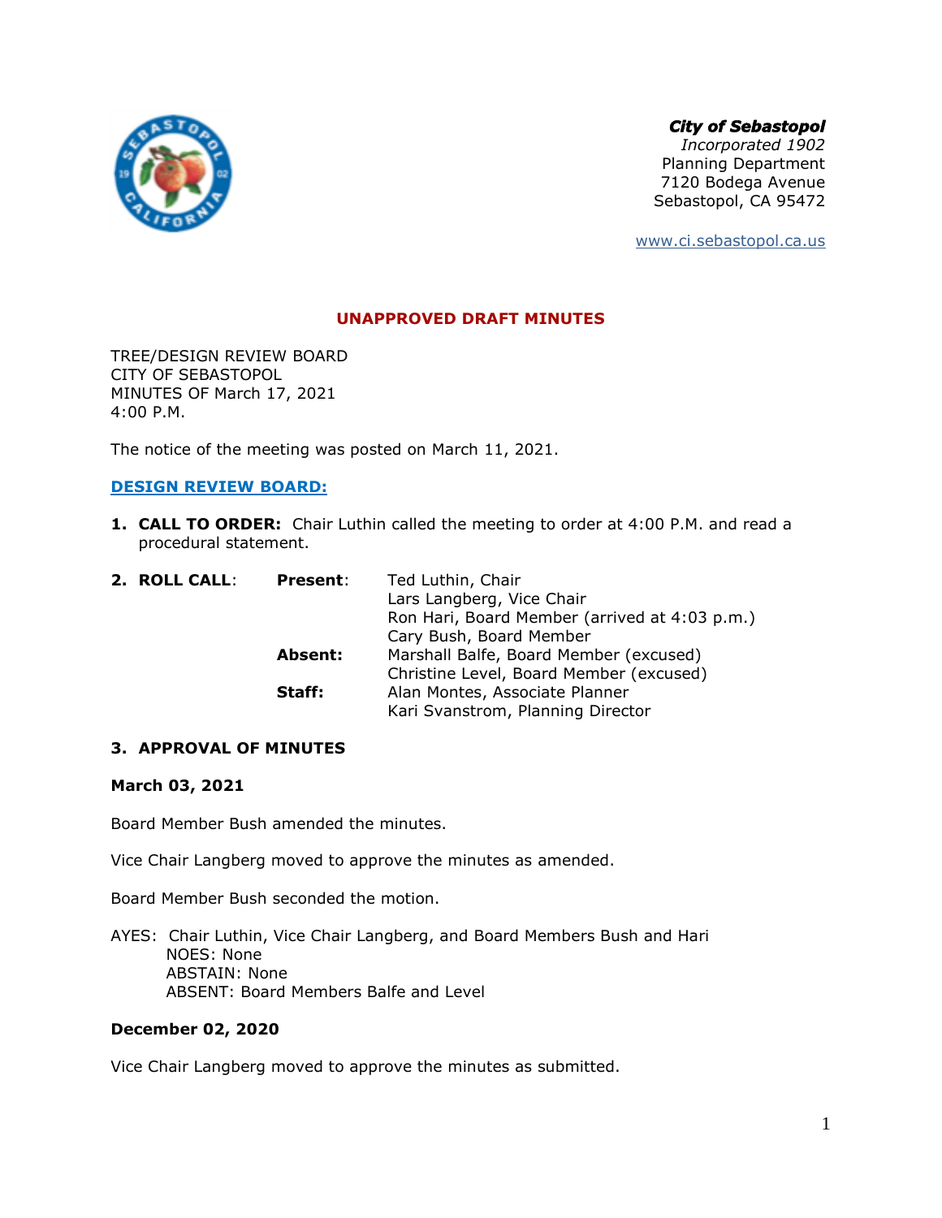***City of Sebastopol***
*Incorporated 1902*
Planning Department
7120 Bodega Avenue
Sebastopol, CA 95472

www.ci.sebastopol.ca.us

# UNAPPROVED DRAFT MINUTES

TREE/DESIGN REVIEW BOARD
CITY OF SEBASTOPOL
MINUTES OF March 17, 2021
4:00 P.M.

The notice of the meeting was posted on March 11, 2021.

## DESIGN REVIEW BOARD:

1. **CALL TO ORDER:** Chair Luthin called the meeting to order at 4:00 P.M. and read a procedural statement.

2. **ROLL CALL**:

| | | |
|---|---|---|
| **Present**: | Ted Luthin, Chair | |
| | Lars Langberg, Vice Chair | |
| | Ron Hari, Board Member (arrived at 4:03 p.m.) | |
| | Cary Bush, Board Member | |
| **Absent:** | Marshall Balfe, Board Member (excused) | |
| | Christine Level, Board Member (excused) | |
| **Staff:** | Alan Montes, Associate Planner | |
| | Kari Svanstrom, Planning Director | |

3. **APPROVAL OF MINUTES**

**March 03, 2021**

Board Member Bush amended the minutes.

Vice Chair Langberg moved to approve the minutes as amended.

Board Member Bush seconded the motion.

AYES: Chair Luthin, Vice Chair Langberg, and Board Members Bush and Hari
NOES: None
ABSTAIN: None
ABSENT: Board Members Balfe and Level

**December 02, 2020**

Vice Chair Langberg moved to approve the minutes as submitted.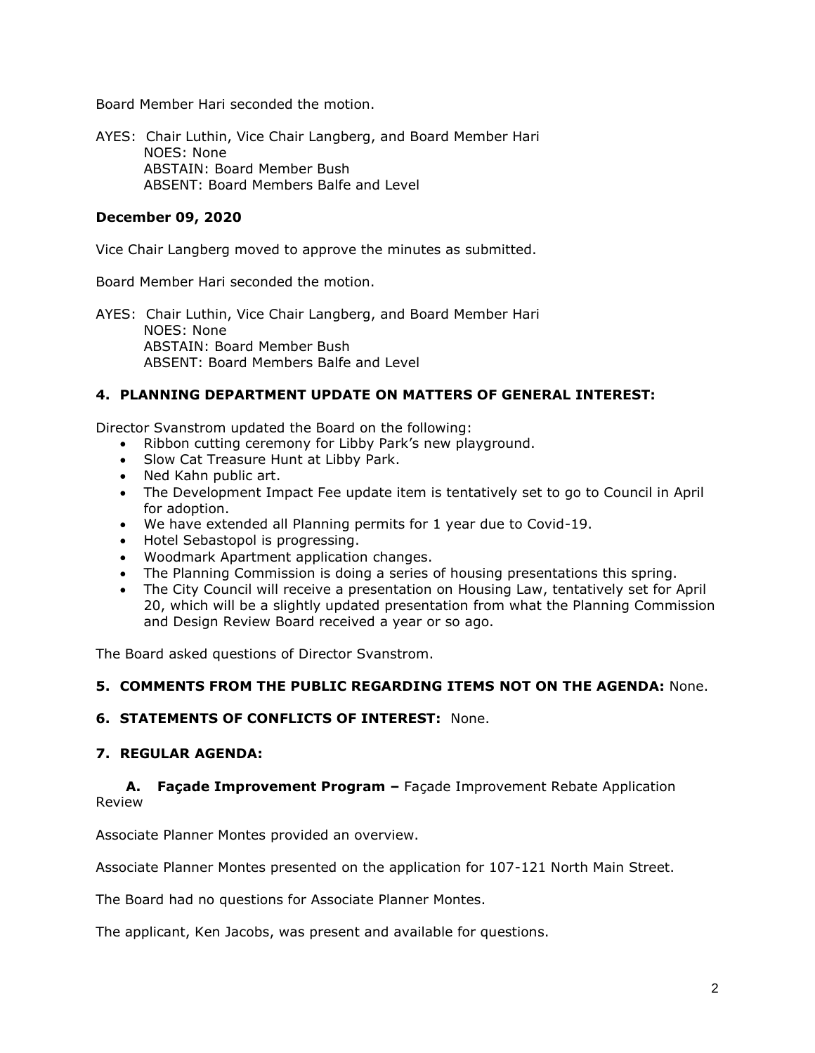Board Member Hari seconded the motion.

AYES: Chair Luthin, Vice Chair Langberg, and Board Member Hari
NOES: None
ABSTAIN: Board Member Bush
ABSENT: Board Members Balfe and Level

**December 09, 2020**

Vice Chair Langberg moved to approve the minutes as submitted.

Board Member Hari seconded the motion.

AYES: Chair Luthin, Vice Chair Langberg, and Board Member Hari
NOES: None
ABSTAIN: Board Member Bush
ABSENT: Board Members Balfe and Level

**4. PLANNING DEPARTMENT UPDATE ON MATTERS OF GENERAL INTEREST:**

Director Svanstrom updated the Board on the following:

- Ribbon cutting ceremony for Libby Park's new playground.
- Slow Cat Treasure Hunt at Libby Park.
- Ned Kahn public art.
- The Development Impact Fee update item is tentatively set to go to Council in April for adoption.
- We have extended all Planning permits for 1 year due to Covid-19.
- Hotel Sebastopol is progressing.
- Woodmark Apartment application changes.
- The Planning Commission is doing a series of housing presentations this spring.
- The City Council will receive a presentation on Housing Law, tentatively set for April 20, which will be a slightly updated presentation from what the Planning Commission and Design Review Board received a year or so ago.

The Board asked questions of Director Svanstrom.

**5. COMMENTS FROM THE PUBLIC REGARDING ITEMS NOT ON THE AGENDA:** None.

**6. STATEMENTS OF CONFLICTS OF INTEREST:** None.

**7. REGULAR AGENDA:**

**A. Façade Improvement Program –** Façade Improvement Rebate Application Review

Associate Planner Montes provided an overview.

Associate Planner Montes presented on the application for 107-121 North Main Street.

The Board had no questions for Associate Planner Montes.

The applicant, Ken Jacobs, was present and available for questions.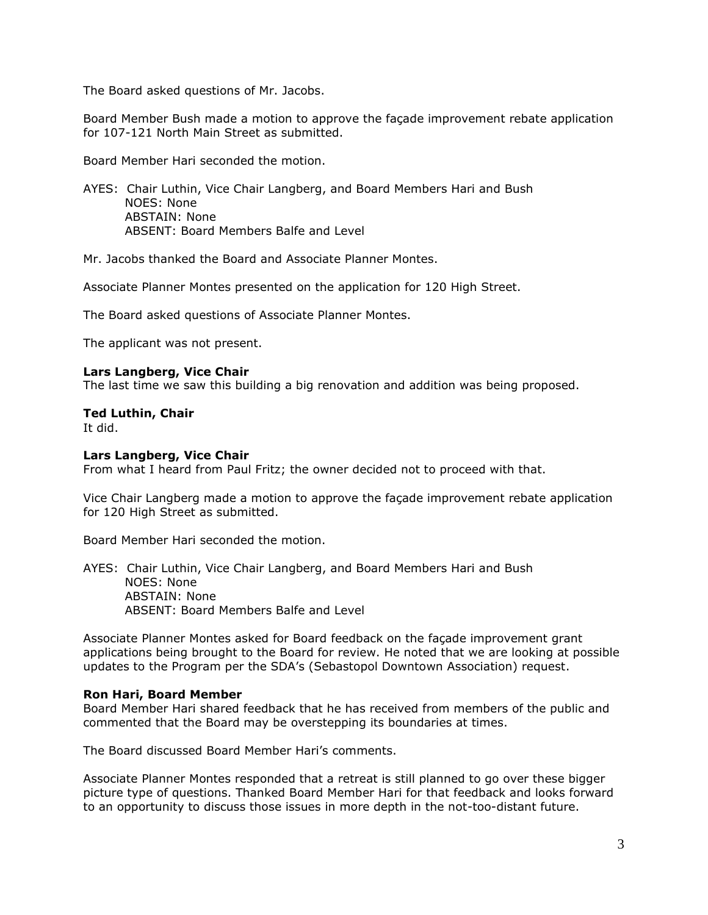The Board asked questions of Mr. Jacobs.

Board Member Bush made a motion to approve the façade improvement rebate application for 107-121 North Main Street as submitted.

Board Member Hari seconded the motion.

AYES: Chair Luthin, Vice Chair Langberg, and Board Members Hari and Bush
NOES: None
ABSTAIN: None
ABSENT: Board Members Balfe and Level

Mr. Jacobs thanked the Board and Associate Planner Montes.

Associate Planner Montes presented on the application for 120 High Street.

The Board asked questions of Associate Planner Montes.

The applicant was not present.

**Lars Langberg, Vice Chair**
The last time we saw this building a big renovation and addition was being proposed.

**Ted Luthin, Chair**
It did.

**Lars Langberg, Vice Chair**
From what I heard from Paul Fritz; the owner decided not to proceed with that.

Vice Chair Langberg made a motion to approve the façade improvement rebate application for 120 High Street as submitted.

Board Member Hari seconded the motion.

AYES: Chair Luthin, Vice Chair Langberg, and Board Members Hari and Bush
NOES: None
ABSTAIN: None
ABSENT: Board Members Balfe and Level

Associate Planner Montes asked for Board feedback on the façade improvement grant applications being brought to the Board for review. He noted that we are looking at possible updates to the Program per the SDA's (Sebastopol Downtown Association) request.

**Ron Hari, Board Member**
Board Member Hari shared feedback that he has received from members of the public and commented that the Board may be overstepping its boundaries at times.

The Board discussed Board Member Hari's comments.

Associate Planner Montes responded that a retreat is still planned to go over these bigger picture type of questions. Thanked Board Member Hari for that feedback and looks forward to an opportunity to discuss those issues in more depth in the not-too-distant future.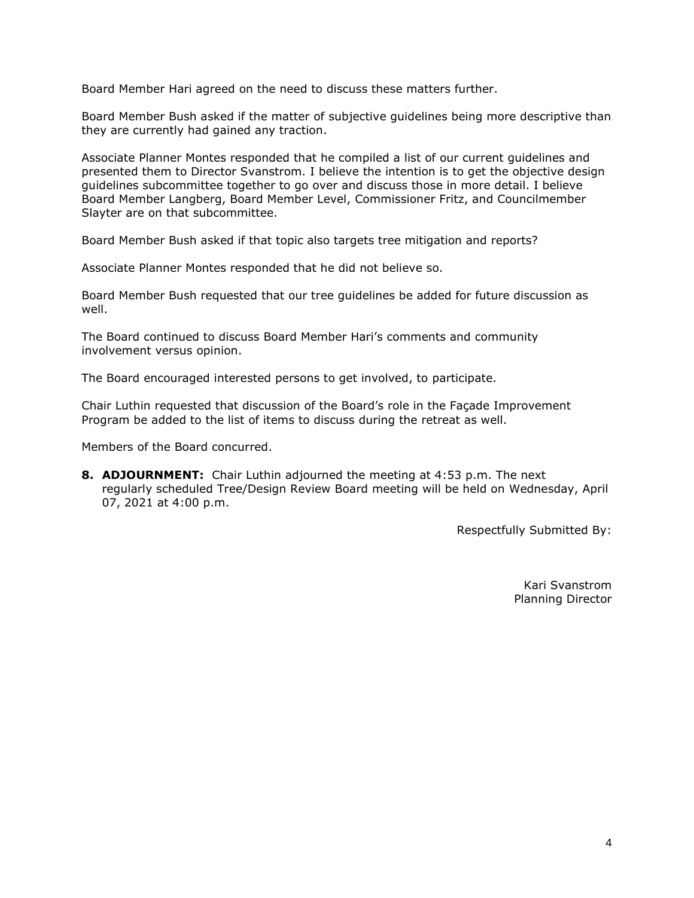Board Member Hari agreed on the need to discuss these matters further.

Board Member Bush asked if the matter of subjective guidelines being more descriptive than they are currently had gained any traction.

Associate Planner Montes responded that he compiled a list of our current guidelines and presented them to Director Svanstrom. I believe the intention is to get the objective design guidelines subcommittee together to go over and discuss those in more detail. I believe Board Member Langberg, Board Member Level, Commissioner Fritz, and Councilmember Slayter are on that subcommittee.

Board Member Bush asked if that topic also targets tree mitigation and reports?

Associate Planner Montes responded that he did not believe so.

Board Member Bush requested that our tree guidelines be added for future discussion as well.

The Board continued to discuss Board Member Hari's comments and community involvement versus opinion.

The Board encouraged interested persons to get involved, to participate.

Chair Luthin requested that discussion of the Board's role in the Façade Improvement Program be added to the list of items to discuss during the retreat as well.

Members of the Board concurred.

8. **ADJOURNMENT:** Chair Luthin adjourned the meeting at 4:53 p.m. The next regularly scheduled Tree/Design Review Board meeting will be held on Wednesday, April 07, 2021 at 4:00 p.m.

Respectfully Submitted By:

Kari Svanstrom
Planning Director